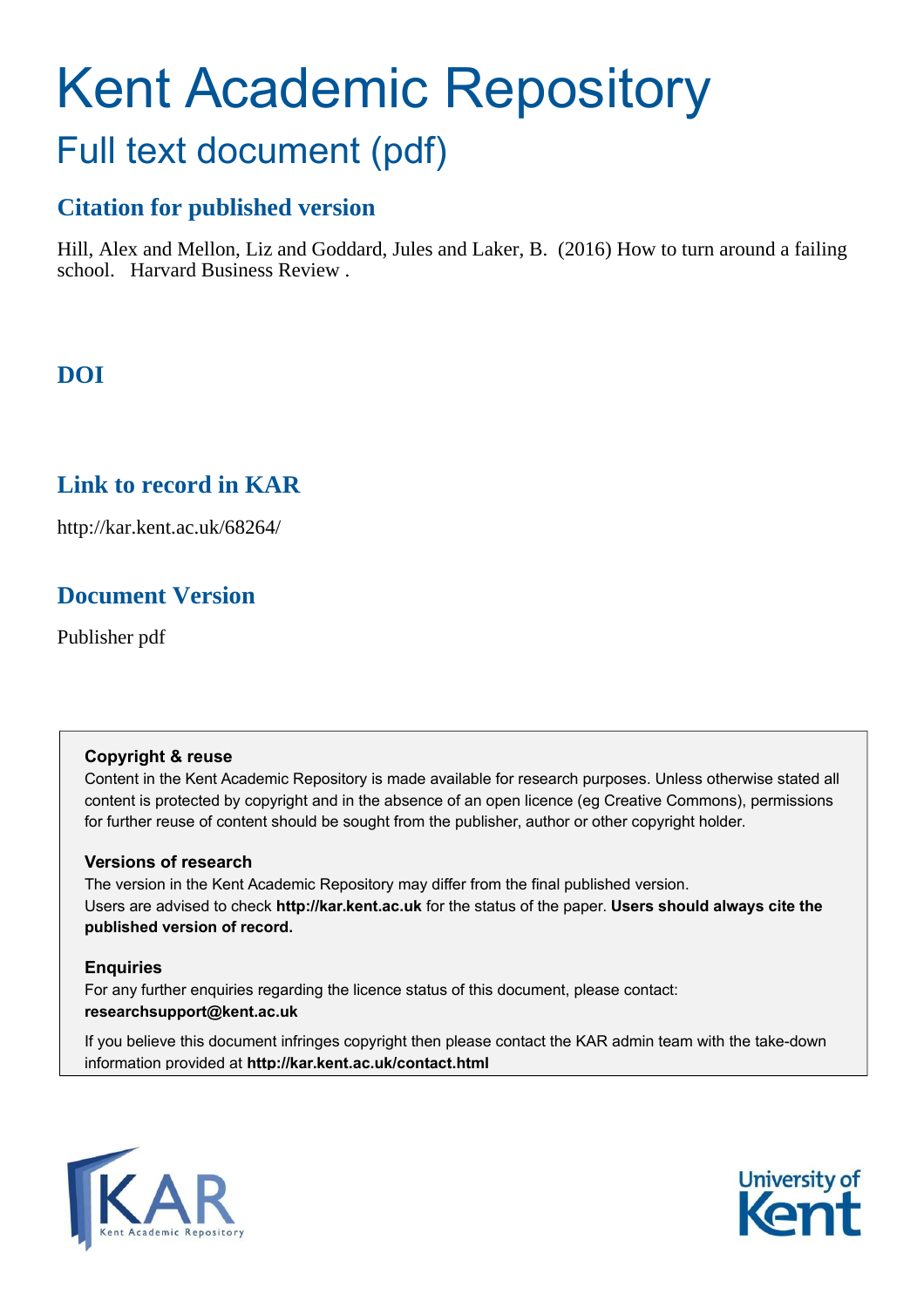# Kent Academic Repository

## Full text document (pdf)

### Citation for published version

Hill, Alex and Mellon, Liz and Goddard, Jules and Laker, B. (2016) How to turn around a failing school. Harvard Business Review .

### DOI

### Link to record in KAR

http://kar.kent.ac.uk/68264/

### Document Version

Publisher pdf

**Copyright & reuse**

Content in the Kent Academic Repository is made available for research purposes. Unless otherwise stated all content is protected by copyright and in the absence of an open licence (eg Creative Commons), permissions for further reuse of content should be sought from the publisher, author or other copyright holder.

**Versions of research**

The version in the Kent Academic Repository may differ from the final published version. Users are advised to check **http://kar.kent.ac.uk** for the status of the paper. **Users should always cite the published version of record.**

**Enquiries**

For any further enquiries regarding the licence status of this document, please contact: **researchsupport@kent.ac.uk**

If you believe this document infringes copyright then please contact the KAR admin team with the take-down information provided at **http://kar.kent.ac.uk/contact.html**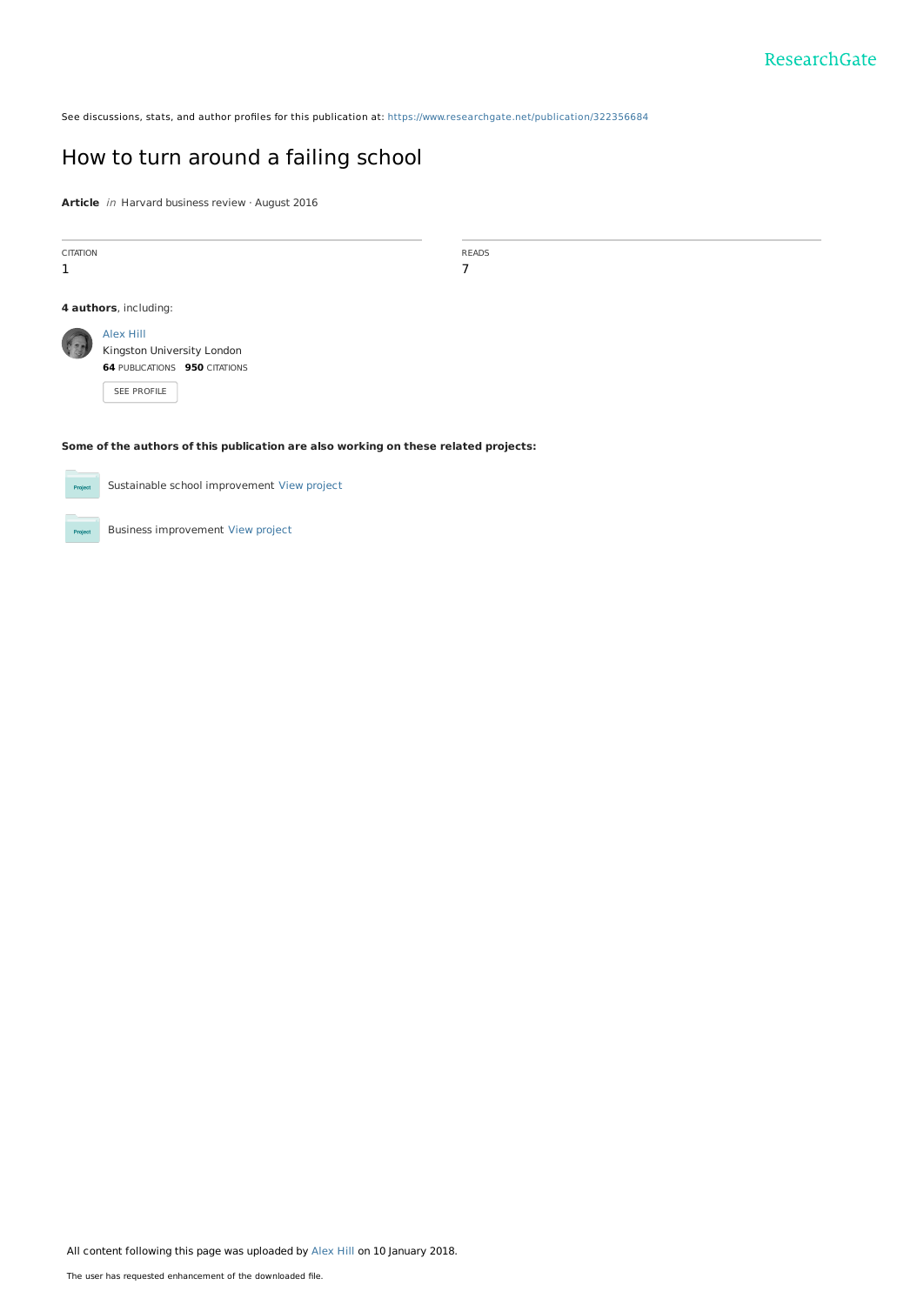See discussions, stats, and author profiles for this publication at: https://www.researchgate.net/publication/322356684

# How to turn around a failing school

**Article** *in* Harvard business review · August 2016

CITATION
1

READS
7

**4 authors**, including:

Alex Hill
Kingston University London
**64** PUBLICATIONS **950** CITATIONS

SEE PROFILE

**Some of the authors of this publication are also working on these related projects:**

Sustainable school improvement View project

Business improvement View project

All content following this page was uploaded by Alex Hill on 10 January 2018.

The user has requested enhancement of the downloaded file.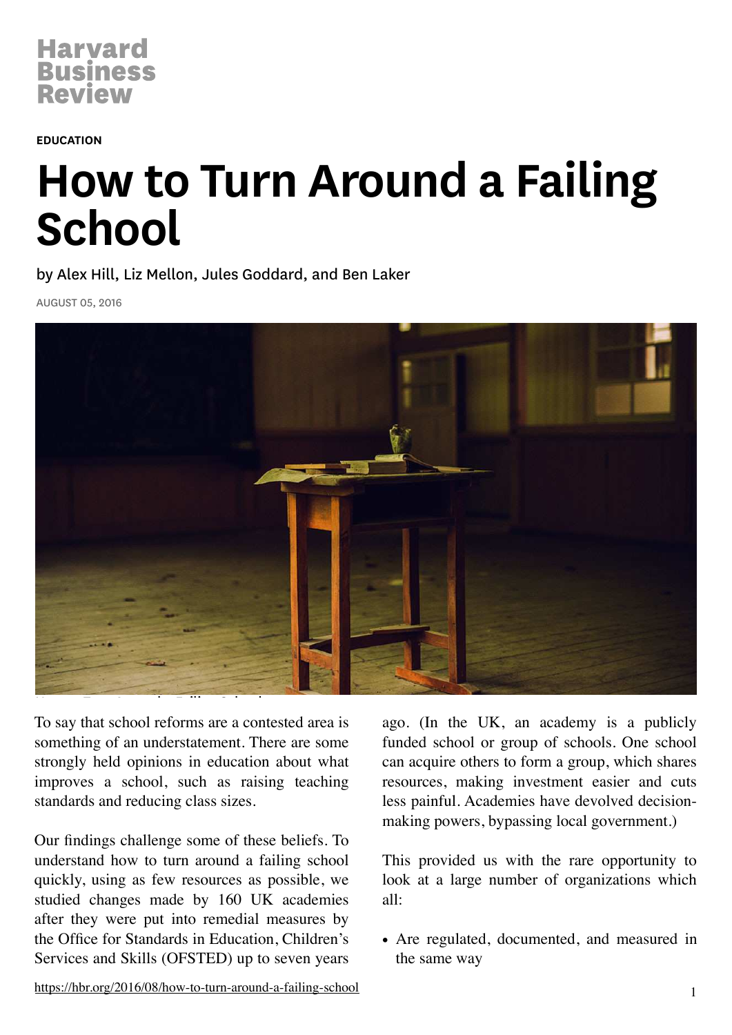# How to Turn Around a Failing School

by Alex Hill, Liz Mellon, Jules Goddard, and Ben Laker

AUGUST 05, 2016

EDUCATION

To say that school reforms are a contested area is something of an understatement. There are some strongly held opinions in education about what improves a school, such as raising teaching standards and reducing class sizes.

Our findings challenge some of these beliefs. To understand how to turn around a failing school quickly, using as few resources as possible, we studied changes made by 160 UK academies after they were put into remedial measures by the Office for Standards in Education, Children's Services and Skills (OFSTED) up to seven years ago. (In the UK, an academy is a publicly funded school or group of schools. One school can acquire others to form a group, which shares resources, making investment easier and cuts less painful. Academies have devolved decision-making powers, bypassing local government.)

This provided us with the rare opportunity to look at a large number of organizations which all:

- Are regulated, documented, and measured in the same way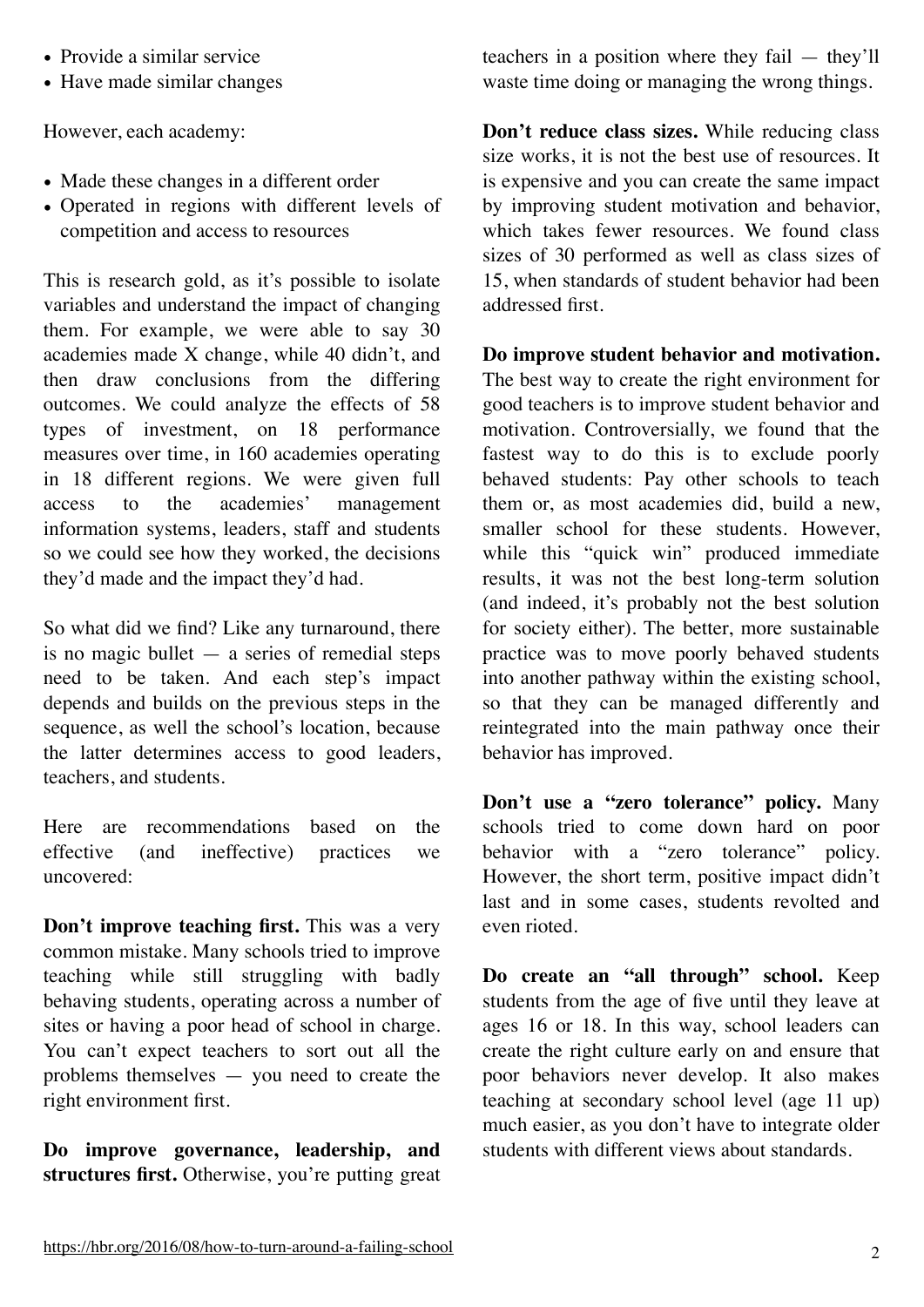- Provide a similar service
- Have made similar changes

However, each academy:

- Made these changes in a different order
- Operated in regions with different levels of competition and access to resources

This is research gold, as it's possible to isolate variables and understand the impact of changing them. For example, we were able to say 30 academies made X change, while 40 didn't, and then draw conclusions from the differing outcomes. We could analyze the effects of 58 types of investment, on 18 performance measures over time, in 160 academies operating in 18 different regions. We were given full access to the academies' management information systems, leaders, staff and students so we could see how they worked, the decisions they'd made and the impact they'd had.

So what did we find? Like any turnaround, there is no magic bullet — a series of remedial steps need to be taken. And each step's impact depends and builds on the previous steps in the sequence, as well the school's location, because the latter determines access to good leaders, teachers, and students.

Here are recommendations based on the effective (and ineffective) practices we uncovered:

**Don't improve teaching first.** This was a very common mistake. Many schools tried to improve teaching while still struggling with badly behaving students, operating across a number of sites or having a poor head of school in charge. You can't expect teachers to sort out all the problems themselves — you need to create the right environment first.

**Do improve governance, leadership, and structures first.** Otherwise, you're putting great teachers in a position where they fail — they'll waste time doing or managing the wrong things.

**Don't reduce class sizes.** While reducing class size works, it is not the best use of resources. It is expensive and you can create the same impact by improving student motivation and behavior, which takes fewer resources. We found class sizes of 30 performed as well as class sizes of 15, when standards of student behavior had been addressed first.

**Do improve student behavior and motivation.** The best way to create the right environment for good teachers is to improve student behavior and motivation. Controversially, we found that the fastest way to do this is to exclude poorly behaved students: Pay other schools to teach them or, as most academies did, build a new, smaller school for these students. However, while this "quick win" produced immediate results, it was not the best long-term solution (and indeed, it's probably not the best solution for society either). The better, more sustainable practice was to move poorly behaved students into another pathway within the existing school, so that they can be managed differently and reintegrated into the main pathway once their behavior has improved.

**Don't use a "zero tolerance" policy.** Many schools tried to come down hard on poor behavior with a "zero tolerance" policy. However, the short term, positive impact didn't last and in some cases, students revolted and even rioted.

**Do create an "all through" school.** Keep students from the age of five until they leave at ages 16 or 18. In this way, school leaders can create the right culture early on and ensure that poor behaviors never develop. It also makes teaching at secondary school level (age 11 up) much easier, as you don't have to integrate older students with different views about standards.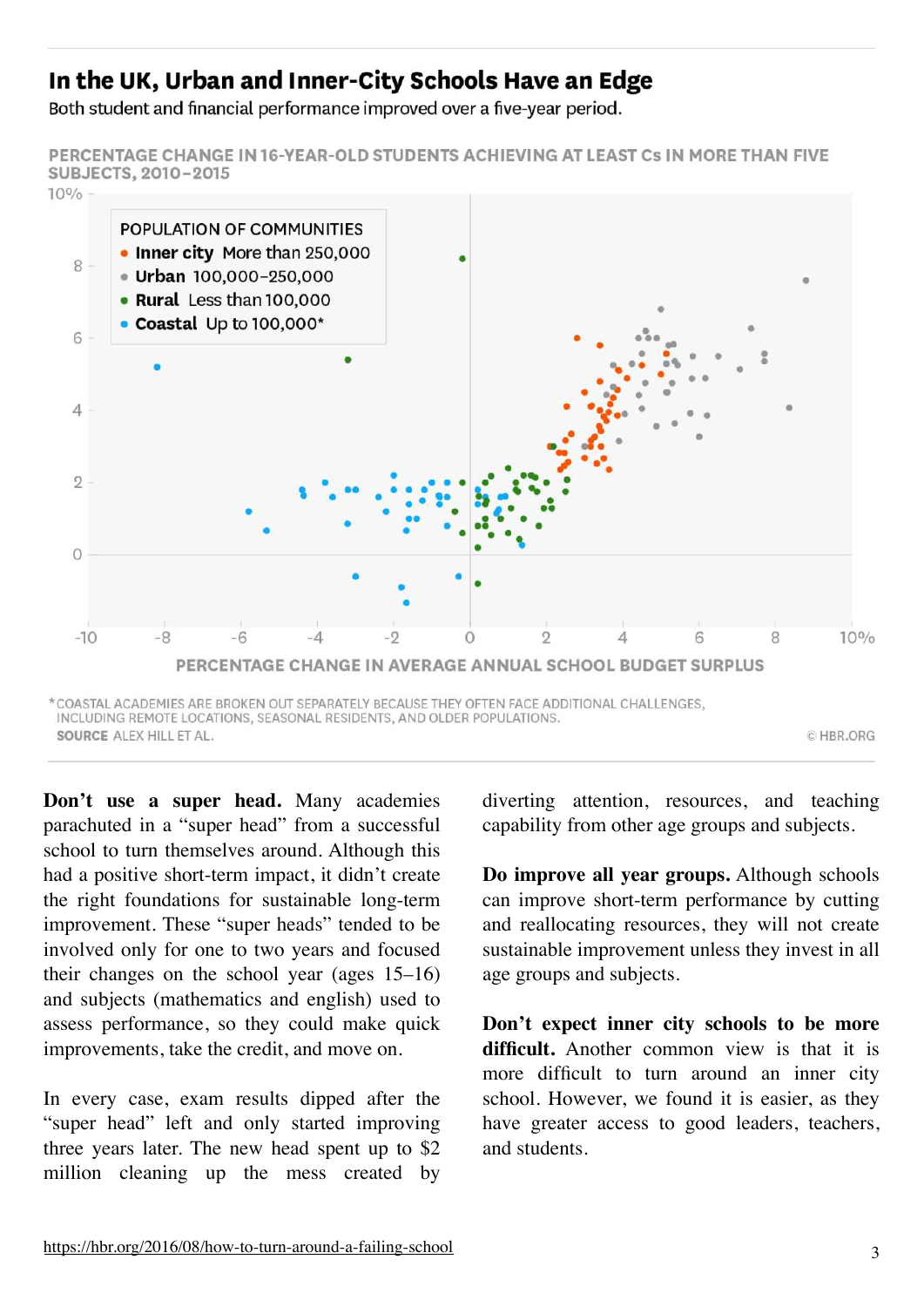## In the UK, Urban and Inner-City Schools Have an Edge

Both student and financial performance improved over a five-year period.

PERCENTAGE CHANGE IN 16-YEAR-OLD STUDENTS ACHIEVING AT LEAST Cs IN MORE THAN FIVE SUBJECTS, 2010–2015

POPULATION OF COMMUNITIES
- **Inner city** More than 250,000
- **Urban** 100,000–250,000
- **Rural** Less than 100,000
- **Coastal** Up to 100,000*

PERCENTAGE CHANGE IN AVERAGE ANNUAL SCHOOL BUDGET SURPLUS

*COASTAL ACADEMIES ARE BROKEN OUT SEPARATELY BECAUSE THEY OFTEN FACE ADDITIONAL CHALLENGES, INCLUDING REMOTE LOCATIONS, SEASONAL RESIDENTS, AND OLDER POPULATIONS.

**SOURCE** ALEX HILL ET AL.

© HBR.ORG

**Don't use a super head.** Many academies parachuted in a "super head" from a successful school to turn themselves around. Although this had a positive short-term impact, it didn't create the right foundations for sustainable long-term improvement. These "super heads" tended to be involved only for one to two years and focused their changes on the school year (ages 15–16) and subjects (mathematics and english) used to assess performance, so they could make quick improvements, take the credit, and move on.

In every case, exam results dipped after the "super head" left and only started improving three years later. The new head spent up to $2 million cleaning up the mess created by diverting attention, resources, and teaching capability from other age groups and subjects.

**Do improve all year groups.** Although schools can improve short-term performance by cutting and reallocating resources, they will not create sustainable improvement unless they invest in all age groups and subjects.

**Don't expect inner city schools to be more difficult.** Another common view is that it is more difficult to turn around an inner city school. However, we found it is easier, as they have greater access to good leaders, teachers, and students.

https://hbr.org/2016/08/how-to-turn-around-a-failing-school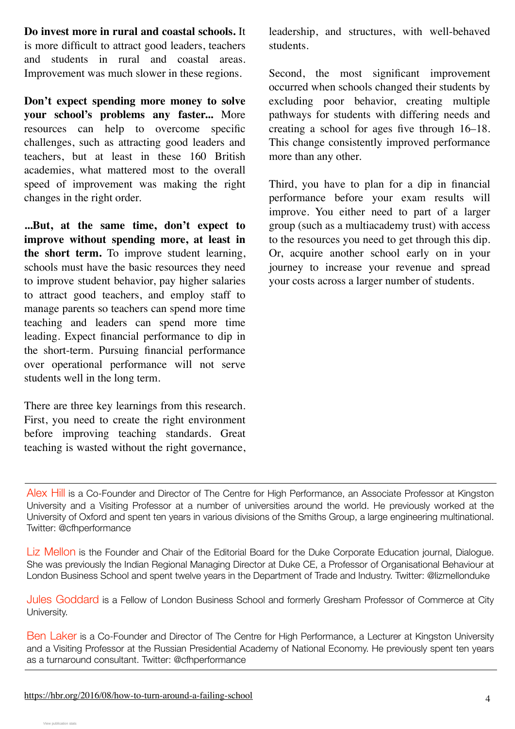**Do invest more in rural and coastal schools.** It is more difficult to attract good leaders, teachers and students in rural and coastal areas. Improvement was much slower in these regions.

**Don't expect spending more money to solve your school's problems any faster...** More resources can help to overcome specific challenges, such as attracting good leaders and teachers, but at least in these 160 British academies, what mattered most to the overall speed of improvement was making the right changes in the right order.

**...But, at the same time, don't expect to improve without spending more, at least in the short term.** To improve student learning, schools must have the basic resources they need to improve student behavior, pay higher salaries to attract good teachers, and employ staff to manage parents so teachers can spend more time teaching and leaders can spend more time leading. Expect financial performance to dip in the short-term. Pursuing financial performance over operational performance will not serve students well in the long term.

There are three key learnings from this research. First, you need to create the right environment before improving teaching standards. Great teaching is wasted without the right governance, leadership, and structures, with well-behaved students.

Second, the most significant improvement occurred when schools changed their students by excluding poor behavior, creating multiple pathways for students with differing needs and creating a school for ages five through 16–18. This change consistently improved performance more than any other.

Third, you have to plan for a dip in financial performance before your exam results will improve. You either need to part of a larger group (such as a multiacademy trust) with access to the resources you need to get through this dip. Or, acquire another school early on in your journey to increase your revenue and spread your costs across a larger number of students.

---

Alex Hill is a Co-Founder and Director of The Centre for High Performance, an Associate Professor at Kingston University and a Visiting Professor at a number of universities around the world. He previously worked at the University of Oxford and spent ten years in various divisions of the Smiths Group, a large engineering multinational. Twitter: @cfhperformance

Liz Mellon is the Founder and Chair of the Editorial Board for the Duke Corporate Education journal, Dialogue. She was previously the Indian Regional Managing Director at Duke CE, a Professor of Organisational Behaviour at London Business School and spent twelve years in the Department of Trade and Industry. Twitter: @lizmellonduke

Jules Goddard is a Fellow of London Business School and formerly Gresham Professor of Commerce at City University.

Ben Laker is a Co-Founder and Director of The Centre for High Performance, a Lecturer at Kingston University and a Visiting Professor at the Russian Presidential Academy of National Economy. He previously spent ten years as a turnaround consultant. Twitter: @cfhperformance

---

https://hbr.org/2016/08/how-to-turn-around-a-failing-school